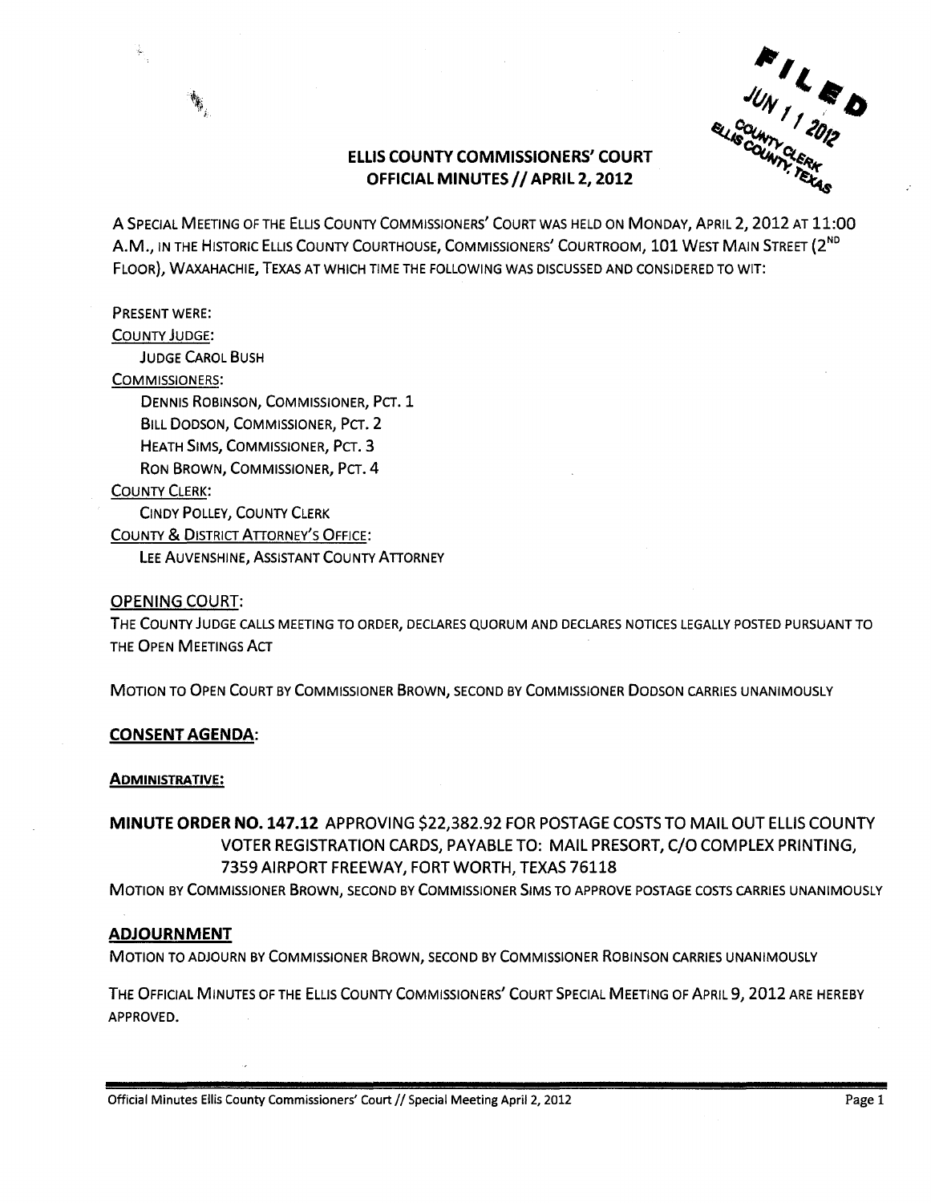FILED
JUN 11 2012
COUNTY CLERK
ELLIS COUNTY, TEXAS

# ELLIS COUNTY COMMISSIONERS' COURT
## OFFICIAL MINUTES // APRIL 2, 2012

A SPECIAL MEETING OF THE ELLIS COUNTY COMMISSIONERS' COURT WAS HELD ON MONDAY, APRIL 2, 2012 AT 11:00 A.M., IN THE HISTORIC ELLIS COUNTY COURTHOUSE, COMMISSIONERS' COURTROOM, 101 WEST MAIN STREET (2ND FLOOR), WAXAHACHIE, TEXAS AT WHICH TIME THE FOLLOWING WAS DISCUSSED AND CONSIDERED TO WIT:

PRESENT WERE:

COUNTY JUDGE:
- JUDGE CAROL BUSH

COMMISSIONERS:
- DENNIS ROBINSON, COMMISSIONER, PCT. 1
- BILL DODSON, COMMISSIONER, PCT. 2
- HEATH SIMS, COMMISSIONER, PCT. 3
- RON BROWN, COMMISSIONER, PCT. 4

COUNTY CLERK:
- CINDY POLLEY, COUNTY CLERK

COUNTY & DISTRICT ATTORNEY'S OFFICE:
- LEE AUVENSHINE, ASSISTANT COUNTY ATTORNEY

### OPENING COURT:

THE COUNTY JUDGE CALLS MEETING TO ORDER, DECLARES QUORUM AND DECLARES NOTICES LEGALLY POSTED PURSUANT TO THE OPEN MEETINGS ACT

MOTION TO OPEN COURT BY COMMISSIONER BROWN, SECOND BY COMMISSIONER DODSON CARRIES UNANIMOUSLY

### CONSENT AGENDA:

**ADMINISTRATIVE:**

**MINUTE ORDER NO. 147.12** APPROVING $22,382.92 FOR POSTAGE COSTS TO MAIL OUT ELLIS COUNTY VOTER REGISTRATION CARDS, PAYABLE TO: MAIL PRESORT, C/O COMPLEX PRINTING, 7359 AIRPORT FREEWAY, FORT WORTH, TEXAS 76118

MOTION BY COMMISSIONER BROWN, SECOND BY COMMISSIONER SIMS TO APPROVE POSTAGE COSTS CARRIES UNANIMOUSLY

### ADJOURNMENT

MOTION TO ADJOURN BY COMMISSIONER BROWN, SECOND BY COMMISSIONER ROBINSON CARRIES UNANIMOUSLY

THE OFFICIAL MINUTES OF THE ELLIS COUNTY COMMISSIONERS' COURT SPECIAL MEETING OF APRIL 9, 2012 ARE HEREBY APPROVED.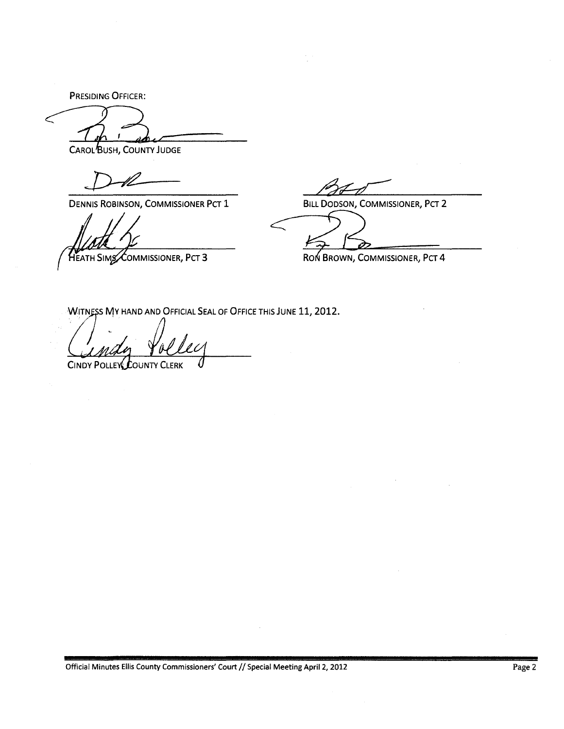PRESIDING OFFICER:

CAROL BUSH, COUNTY JUDGE

DENNIS ROBINSON, COMMISSIONER PCT 1

BILL DODSON, COMMISSIONER, PCT 2

HEATH SIMS, COMMISSIONER, PCT 3

RON BROWN, COMMISSIONER, PCT 4

WITNESS MY HAND AND OFFICIAL SEAL OF OFFICE THIS JUNE 11, 2012.

CINDY POLLEY, COUNTY CLERK